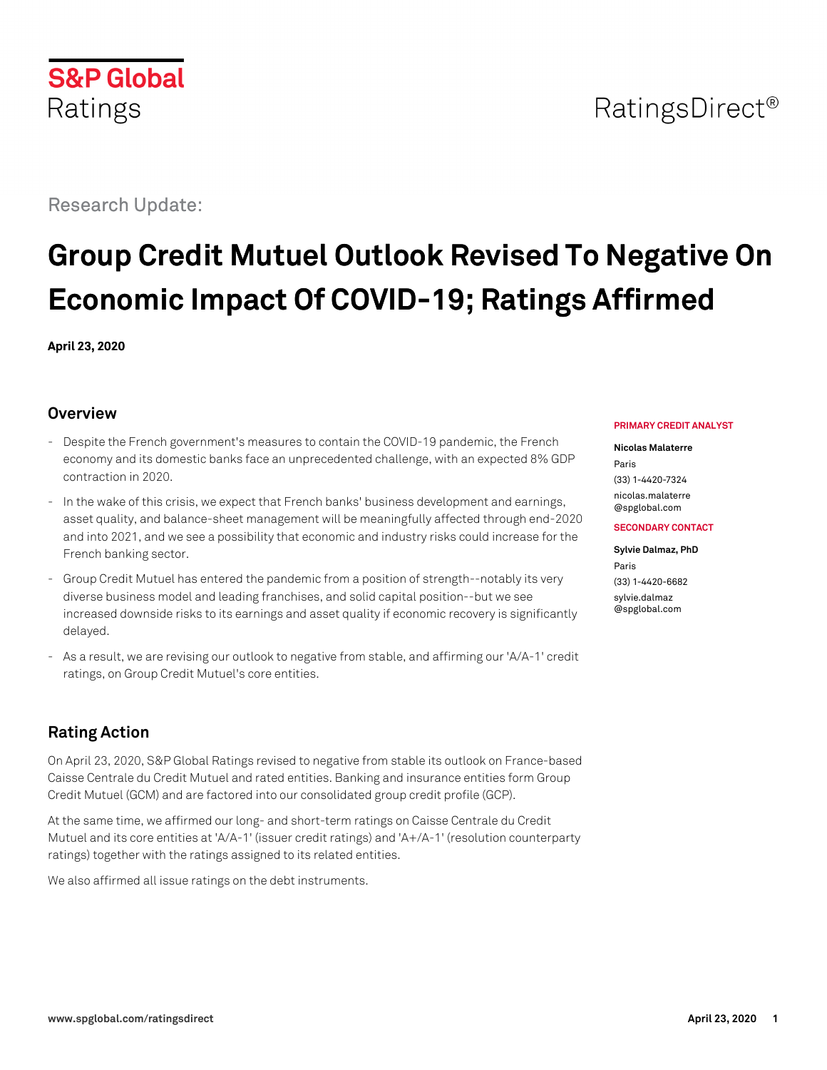S&P Global Ratings

RatingsDirect®

Research Update:

# Group Credit Mutuel Outlook Revised To Negative On Economic Impact Of COVID-19; Ratings Affirmed

**April 23, 2020**

## Overview

- Despite the French government's measures to contain the COVID-19 pandemic, the French economy and its domestic banks face an unprecedented challenge, with an expected 8% GDP contraction in 2020.
- In the wake of this crisis, we expect that French banks' business development and earnings, asset quality, and balance-sheet management will be meaningfully affected through end-2020 and into 2021, and we see a possibility that economic and industry risks could increase for the French banking sector.
- Group Credit Mutuel has entered the pandemic from a position of strength--notably its very diverse business model and leading franchises, and solid capital position--but we see increased downside risks to its earnings and asset quality if economic recovery is significantly delayed.
- As a result, we are revising our outlook to negative from stable, and affirming our 'A/A-1' credit ratings, on Group Credit Mutuel's core entities.

**PRIMARY CREDIT ANALYST**

**Nicolas Malaterre**
Paris
(33) 1-4420-7324
nicolas.malaterre@spglobal.com

**SECONDARY CONTACT**

**Sylvie Dalmaz, PhD**
Paris
(33) 1-4420-6682
sylvie.dalmaz@spglobal.com

## Rating Action

On April 23, 2020, S&P Global Ratings revised to negative from stable its outlook on France-based Caisse Centrale du Credit Mutuel and rated entities. Banking and insurance entities form Group Credit Mutuel (GCM) and are factored into our consolidated group credit profile (GCP).

At the same time, we affirmed our long- and short-term ratings on Caisse Centrale du Credit Mutuel and its core entities at 'A/A-1' (issuer credit ratings) and 'A+/A-1' (resolution counterparty ratings) together with the ratings assigned to its related entities.

We also affirmed all issue ratings on the debt instruments.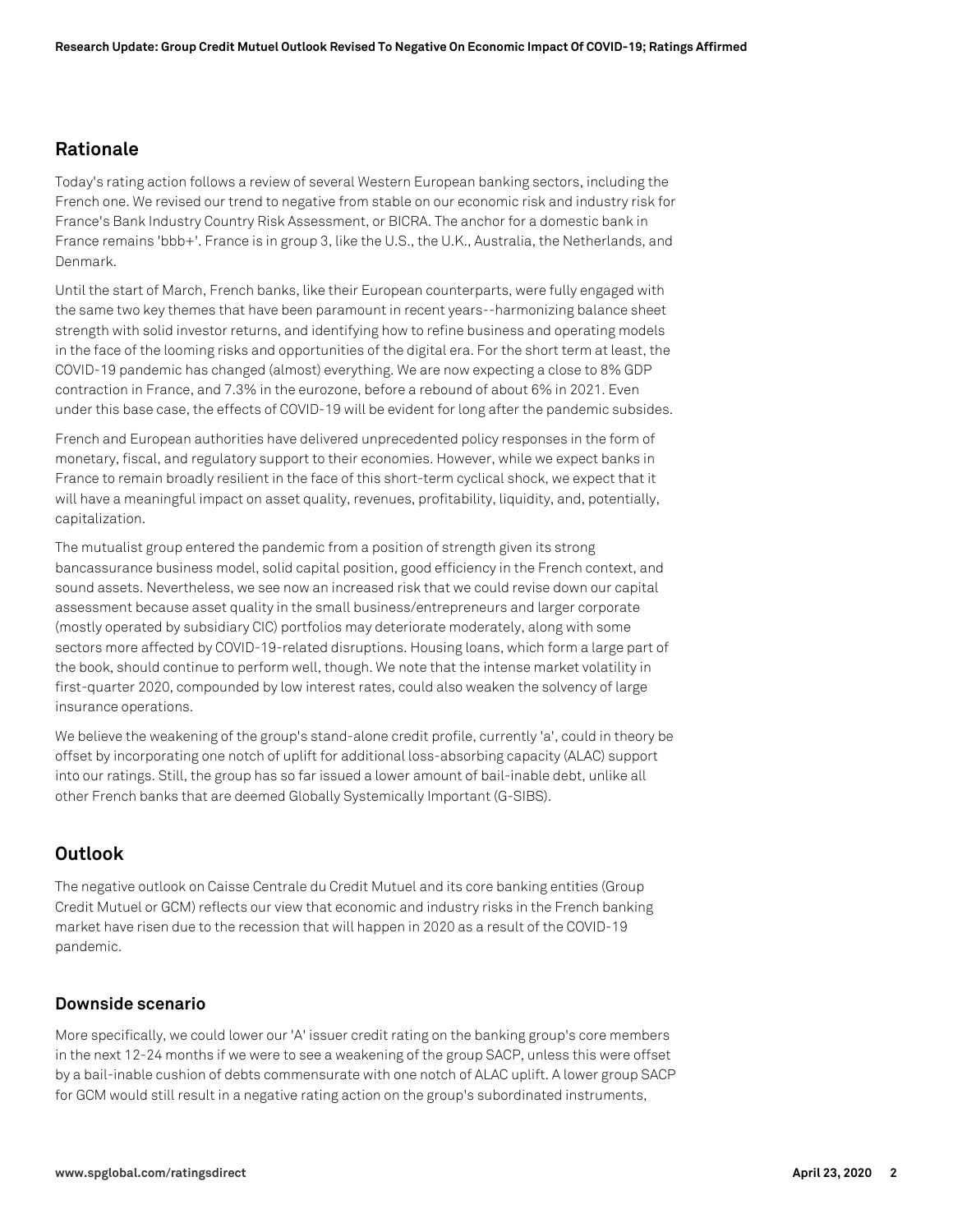## Rationale

Today's rating action follows a review of several Western European banking sectors, including the French one. We revised our trend to negative from stable on our economic risk and industry risk for France's Bank Industry Country Risk Assessment, or BICRA. The anchor for a domestic bank in France remains 'bbb+'. France is in group 3, like the U.S., the U.K., Australia, the Netherlands, and Denmark.

Until the start of March, French banks, like their European counterparts, were fully engaged with the same two key themes that have been paramount in recent years--harmonizing balance sheet strength with solid investor returns, and identifying how to refine business and operating models in the face of the looming risks and opportunities of the digital era. For the short term at least, the COVID-19 pandemic has changed (almost) everything. We are now expecting a close to 8% GDP contraction in France, and 7.3% in the eurozone, before a rebound of about 6% in 2021. Even under this base case, the effects of COVID-19 will be evident for long after the pandemic subsides.

French and European authorities have delivered unprecedented policy responses in the form of monetary, fiscal, and regulatory support to their economies. However, while we expect banks in France to remain broadly resilient in the face of this short-term cyclical shock, we expect that it will have a meaningful impact on asset quality, revenues, profitability, liquidity, and, potentially, capitalization.

The mutualist group entered the pandemic from a position of strength given its strong bancassurance business model, solid capital position, good efficiency in the French context, and sound assets. Nevertheless, we see now an increased risk that we could revise down our capital assessment because asset quality in the small business/entrepreneurs and larger corporate (mostly operated by subsidiary CIC) portfolios may deteriorate moderately, along with some sectors more affected by COVID-19-related disruptions. Housing loans, which form a large part of the book, should continue to perform well, though. We note that the intense market volatility in first-quarter 2020, compounded by low interest rates, could also weaken the solvency of large insurance operations.

We believe the weakening of the group's stand-alone credit profile, currently 'a', could in theory be offset by incorporating one notch of uplift for additional loss-absorbing capacity (ALAC) support into our ratings. Still, the group has so far issued a lower amount of bail-inable debt, unlike all other French banks that are deemed Globally Systemically Important (G-SIBS).

## Outlook

The negative outlook on Caisse Centrale du Credit Mutuel and its core banking entities (Group Credit Mutuel or GCM) reflects our view that economic and industry risks in the French banking market have risen due to the recession that will happen in 2020 as a result of the COVID-19 pandemic.

### Downside scenario

More specifically, we could lower our 'A' issuer credit rating on the banking group's core members in the next 12-24 months if we were to see a weakening of the group SACP, unless this were offset by a bail-inable cushion of debts commensurate with one notch of ALAC uplift. A lower group SACP for GCM would still result in a negative rating action on the group's subordinated instruments,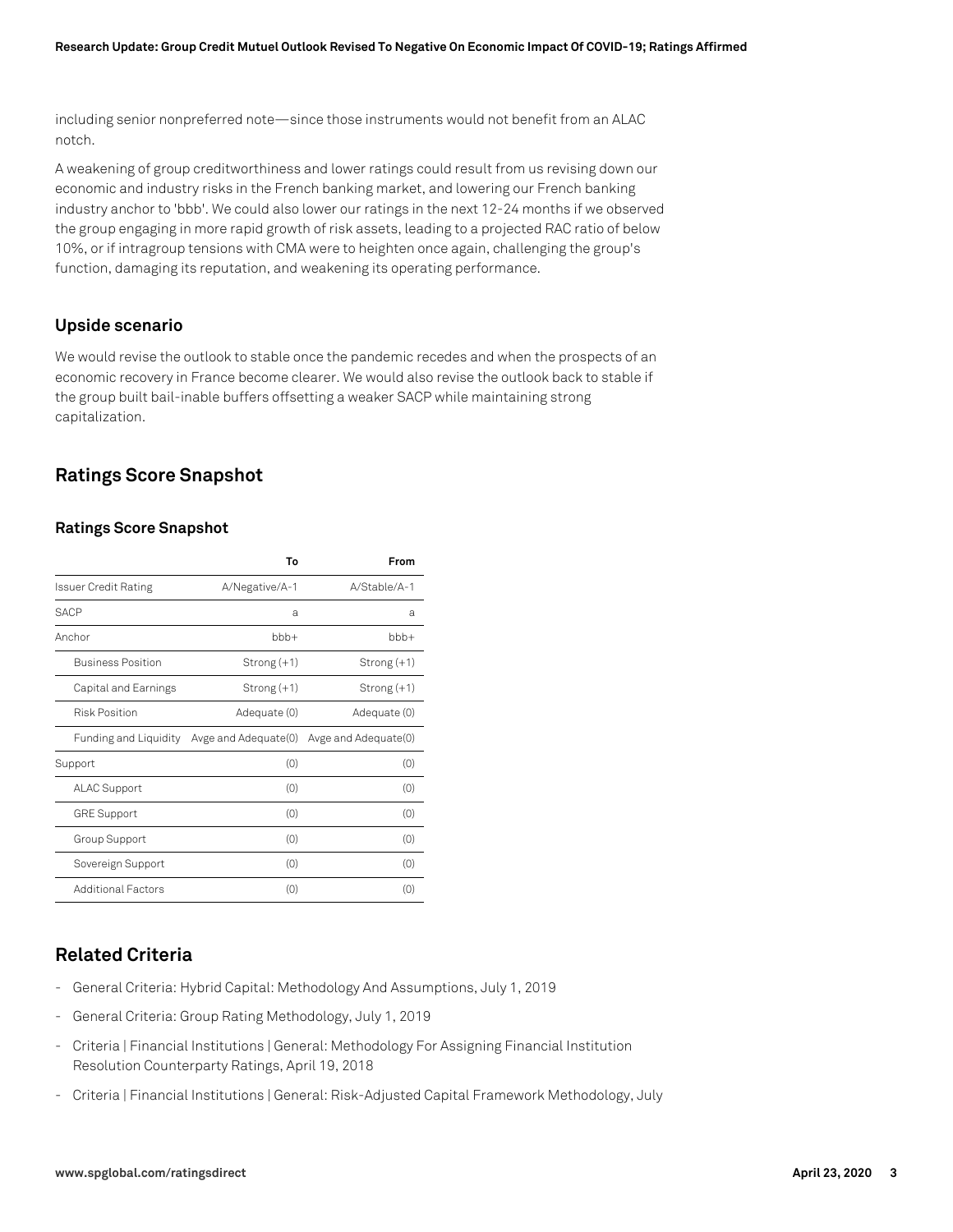including senior nonpreferred note—since those instruments would not benefit from an ALAC notch.

A weakening of group creditworthiness and lower ratings could result from us revising down our economic and industry risks in the French banking market, and lowering our French banking industry anchor to 'bbb'. We could also lower our ratings in the next 12-24 months if we observed the group engaging in more rapid growth of risk assets, leading to a projected RAC ratio of below 10%, or if intragroup tensions with CMA were to heighten once again, challenging the group's function, damaging its reputation, and weakening its operating performance.

### Upside scenario

We would revise the outlook to stable once the pandemic recedes and when the prospects of an economic recovery in France become clearer. We would also revise the outlook back to stable if the group built bail-inable buffers offsetting a weaker SACP while maintaining strong capitalization.

## Ratings Score Snapshot

### Ratings Score Snapshot

| | To | From |
|---|---|---|
| Issuer Credit Rating | A/Negative/A-1 | A/Stable/A-1 |
| SACP | a | a |
| Anchor | bbb+ | bbb+ |
| Business Position | Strong (+1) | Strong (+1) |
| Capital and Earnings | Strong (+1) | Strong (+1) |
| Risk Position | Adequate (0) | Adequate (0) |
| Funding and Liquidity | Avge and Adequate(0) | Avge and Adequate(0) |
| Support | (0) | (0) |
| ALAC Support | (0) | (0) |
| GRE Support | (0) | (0) |
| Group Support | (0) | (0) |
| Sovereign Support | (0) | (0) |
| Additional Factors | (0) | (0) |

## Related Criteria

- General Criteria: Hybrid Capital: Methodology And Assumptions, July 1, 2019
- General Criteria: Group Rating Methodology, July 1, 2019
- Criteria | Financial Institutions | General: Methodology For Assigning Financial Institution Resolution Counterparty Ratings, April 19, 2018
- Criteria | Financial Institutions | General: Risk-Adjusted Capital Framework Methodology, July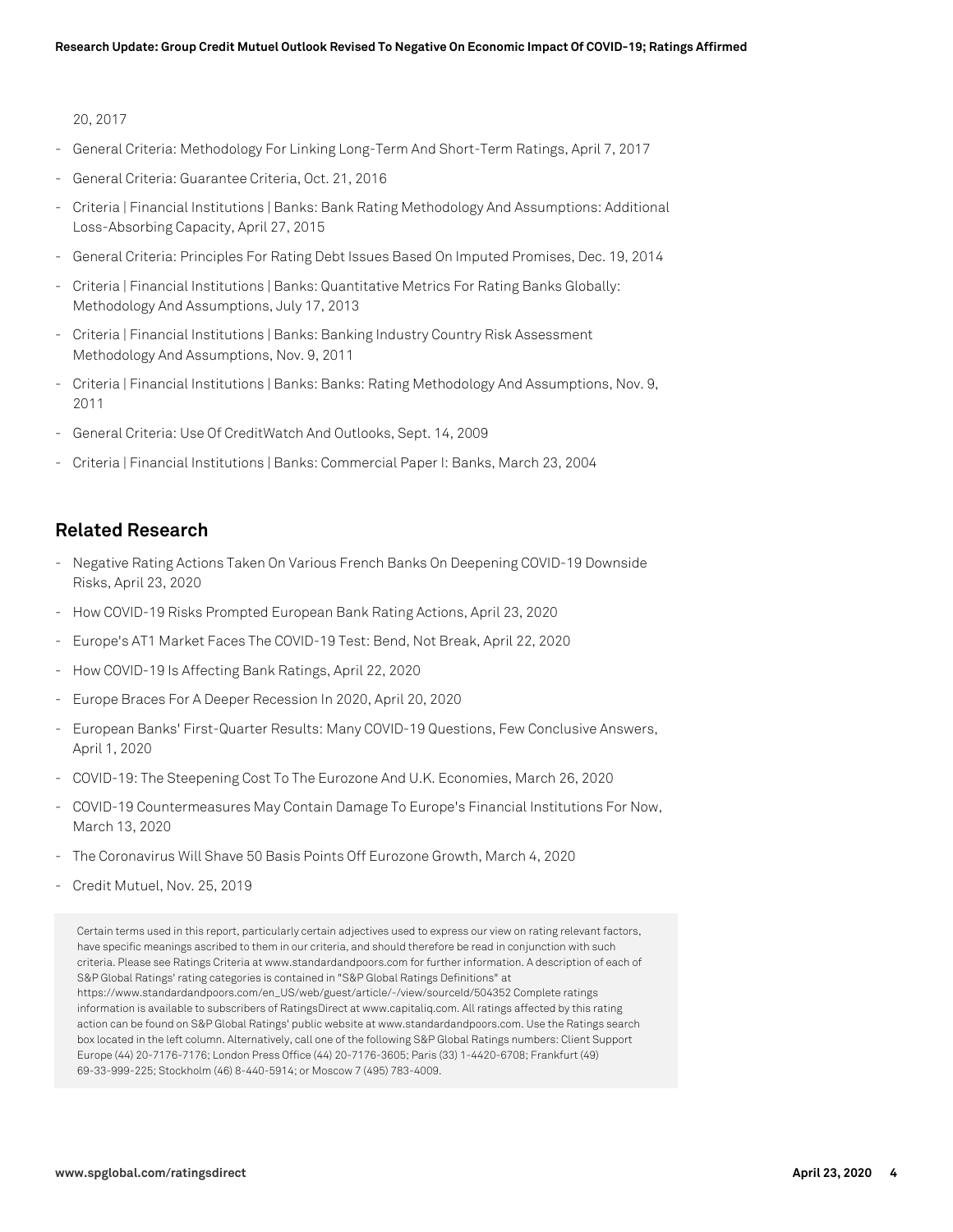20, 2017

- General Criteria: Methodology For Linking Long-Term And Short-Term Ratings, April 7, 2017
- General Criteria: Guarantee Criteria, Oct. 21, 2016
- Criteria | Financial Institutions | Banks: Bank Rating Methodology And Assumptions: Additional Loss-Absorbing Capacity, April 27, 2015
- General Criteria: Principles For Rating Debt Issues Based On Imputed Promises, Dec. 19, 2014
- Criteria | Financial Institutions | Banks: Quantitative Metrics For Rating Banks Globally: Methodology And Assumptions, July 17, 2013
- Criteria | Financial Institutions | Banks: Banking Industry Country Risk Assessment Methodology And Assumptions, Nov. 9, 2011
- Criteria | Financial Institutions | Banks: Banks: Rating Methodology And Assumptions, Nov. 9, 2011
- General Criteria: Use Of CreditWatch And Outlooks, Sept. 14, 2009
- Criteria | Financial Institutions | Banks: Commercial Paper I: Banks, March 23, 2004

## Related Research

- Negative Rating Actions Taken On Various French Banks On Deepening COVID-19 Downside Risks, April 23, 2020
- How COVID-19 Risks Prompted European Bank Rating Actions, April 23, 2020
- Europe's AT1 Market Faces The COVID-19 Test: Bend, Not Break, April 22, 2020
- How COVID-19 Is Affecting Bank Ratings, April 22, 2020
- Europe Braces For A Deeper Recession In 2020, April 20, 2020
- European Banks' First-Quarter Results: Many COVID-19 Questions, Few Conclusive Answers, April 1, 2020
- COVID-19: The Steepening Cost To The Eurozone And U.K. Economies, March 26, 2020
- COVID-19 Countermeasures May Contain Damage To Europe's Financial Institutions For Now, March 13, 2020
- The Coronavirus Will Shave 50 Basis Points Off Eurozone Growth, March 4, 2020
- Credit Mutuel, Nov. 25, 2019

Certain terms used in this report, particularly certain adjectives used to express our view on rating relevant factors, have specific meanings ascribed to them in our criteria, and should therefore be read in conjunction with such criteria. Please see Ratings Criteria at www.standardandpoors.com for further information. A description of each of S&P Global Ratings' rating categories is contained in "S&P Global Ratings Definitions" at https://www.standardandpoors.com/en_US/web/guest/article/-/view/sourceId/504352 Complete ratings information is available to subscribers of RatingsDirect at www.capitaliq.com. All ratings affected by this rating action can be found on S&P Global Ratings' public website at www.standardandpoors.com. Use the Ratings search box located in the left column. Alternatively, call one of the following S&P Global Ratings numbers: Client Support Europe (44) 20-7176-7176; London Press Office (44) 20-7176-3605; Paris (33) 1-4420-6708; Frankfurt (49) 69-33-999-225; Stockholm (46) 8-440-5914; or Moscow 7 (495) 783-4009.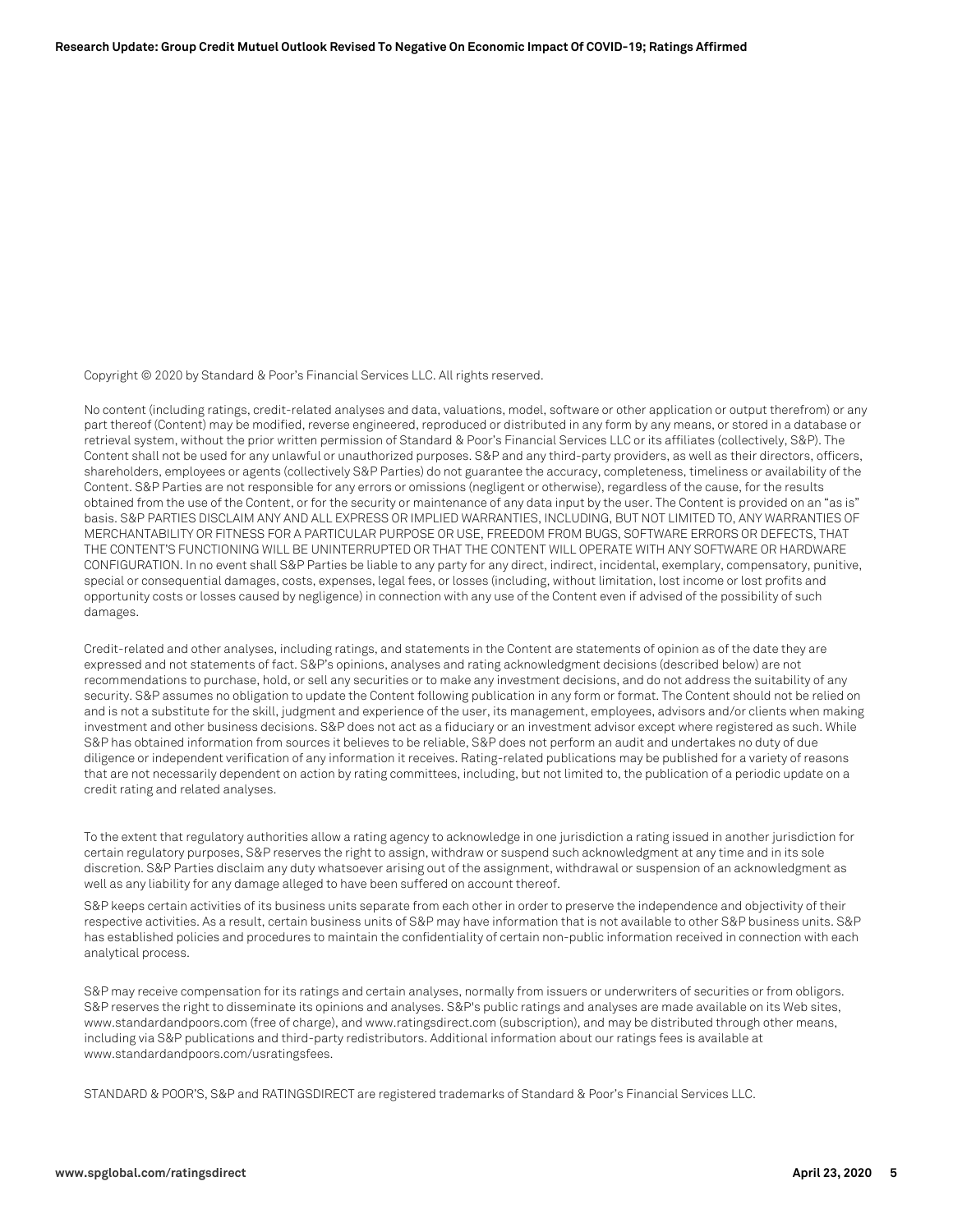Copyright © 2020 by Standard & Poor's Financial Services LLC. All rights reserved.

No content (including ratings, credit-related analyses and data, valuations, model, software or other application or output therefrom) or any part thereof (Content) may be modified, reverse engineered, reproduced or distributed in any form by any means, or stored in a database or retrieval system, without the prior written permission of Standard & Poor's Financial Services LLC or its affiliates (collectively, S&P). The Content shall not be used for any unlawful or unauthorized purposes. S&P and any third-party providers, as well as their directors, officers, shareholders, employees or agents (collectively S&P Parties) do not guarantee the accuracy, completeness, timeliness or availability of the Content. S&P Parties are not responsible for any errors or omissions (negligent or otherwise), regardless of the cause, for the results obtained from the use of the Content, or for the security or maintenance of any data input by the user. The Content is provided on an "as is" basis. S&P PARTIES DISCLAIM ANY AND ALL EXPRESS OR IMPLIED WARRANTIES, INCLUDING, BUT NOT LIMITED TO, ANY WARRANTIES OF MERCHANTABILITY OR FITNESS FOR A PARTICULAR PURPOSE OR USE, FREEDOM FROM BUGS, SOFTWARE ERRORS OR DEFECTS, THAT THE CONTENT'S FUNCTIONING WILL BE UNINTERRUPTED OR THAT THE CONTENT WILL OPERATE WITH ANY SOFTWARE OR HARDWARE CONFIGURATION. In no event shall S&P Parties be liable to any party for any direct, indirect, incidental, exemplary, compensatory, punitive, special or consequential damages, costs, expenses, legal fees, or losses (including, without limitation, lost income or lost profits and opportunity costs or losses caused by negligence) in connection with any use of the Content even if advised of the possibility of such damages.

Credit-related and other analyses, including ratings, and statements in the Content are statements of opinion as of the date they are expressed and not statements of fact. S&P's opinions, analyses and rating acknowledgment decisions (described below) are not recommendations to purchase, hold, or sell any securities or to make any investment decisions, and do not address the suitability of any security. S&P assumes no obligation to update the Content following publication in any form or format. The Content should not be relied on and is not a substitute for the skill, judgment and experience of the user, its management, employees, advisors and/or clients when making investment and other business decisions. S&P does not act as a fiduciary or an investment advisor except where registered as such. While S&P has obtained information from sources it believes to be reliable, S&P does not perform an audit and undertakes no duty of due diligence or independent verification of any information it receives. Rating-related publications may be published for a variety of reasons that are not necessarily dependent on action by rating committees, including, but not limited to, the publication of a periodic update on a credit rating and related analyses.

To the extent that regulatory authorities allow a rating agency to acknowledge in one jurisdiction a rating issued in another jurisdiction for certain regulatory purposes, S&P reserves the right to assign, withdraw or suspend such acknowledgment at any time and in its sole discretion. S&P Parties disclaim any duty whatsoever arising out of the assignment, withdrawal or suspension of an acknowledgment as well as any liability for any damage alleged to have been suffered on account thereof.

S&P keeps certain activities of its business units separate from each other in order to preserve the independence and objectivity of their respective activities. As a result, certain business units of S&P may have information that is not available to other S&P business units. S&P has established policies and procedures to maintain the confidentiality of certain non-public information received in connection with each analytical process.

S&P may receive compensation for its ratings and certain analyses, normally from issuers or underwriters of securities or from obligors. S&P reserves the right to disseminate its opinions and analyses. S&P's public ratings and analyses are made available on its Web sites, www.standardandpoors.com (free of charge), and www.ratingsdirect.com (subscription), and may be distributed through other means, including via S&P publications and third-party redistributors. Additional information about our ratings fees is available at www.standardandpoors.com/usratingsfees.

STANDARD & POOR'S, S&P and RATINGSDIRECT are registered trademarks of Standard & Poor's Financial Services LLC.